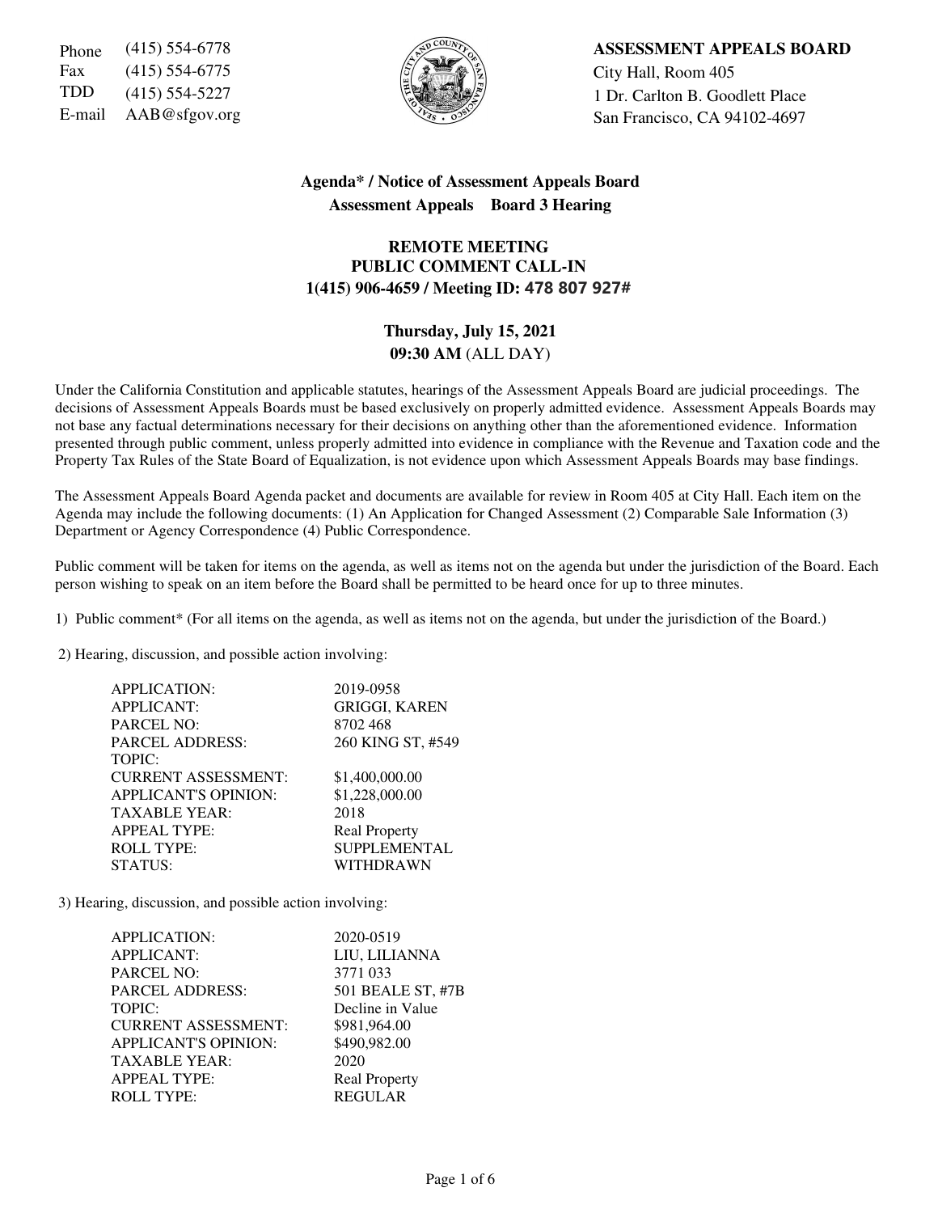Phone (415) 554-6778
Fax (415) 554-6775
TDD (415) 554-5227
E-mail AAB@sfgov.org

**ASSESSMENT APPEALS BOARD**
City Hall, Room 405
1 Dr. Carlton B. Goodlett Place
San Francisco, CA 94102-4697

## Agenda* / Notice of Assessment Appeals Board
## Assessment Appeals Board 3 Hearing

### REMOTE MEETING
### PUBLIC COMMENT CALL-IN
### 1(415) 906-4659 / Meeting ID: 478 807 927#

**Thursday, July 15, 2021**
**09:30 AM** (ALL DAY)

Under the California Constitution and applicable statutes, hearings of the Assessment Appeals Board are judicial proceedings. The decisions of Assessment Appeals Boards must be based exclusively on properly admitted evidence. Assessment Appeals Boards may not base any factual determinations necessary for their decisions on anything other than the aforementioned evidence. Information presented through public comment, unless properly admitted into evidence in compliance with the Revenue and Taxation code and the Property Tax Rules of the State Board of Equalization, is not evidence upon which Assessment Appeals Boards may base findings.

The Assessment Appeals Board Agenda packet and documents are available for review in Room 405 at City Hall. Each item on the Agenda may include the following documents: (1) An Application for Changed Assessment (2) Comparable Sale Information (3) Department or Agency Correspondence (4) Public Correspondence.

Public comment will be taken for items on the agenda, as well as items not on the agenda but under the jurisdiction of the Board. Each person wishing to speak on an item before the Board shall be permitted to be heard once for up to three minutes.

1) Public comment* (For all items on the agenda, as well as items not on the agenda, but under the jurisdiction of the Board.)

2) Hearing, discussion, and possible action involving:

| | |
|---|---|
| APPLICATION: | 2019-0958 |
| APPLICANT: | GRIGGI, KAREN |
| PARCEL NO: | 8702 468 |
| PARCEL ADDRESS: | 260 KING ST, #549 |
| TOPIC: | |
| CURRENT ASSESSMENT: | $1,400,000.00 |
| APPLICANT'S OPINION: | $1,228,000.00 |
| TAXABLE YEAR: | 2018 |
| APPEAL TYPE: | Real Property |
| ROLL TYPE: | SUPPLEMENTAL |
| STATUS: | WITHDRAWN |

3) Hearing, discussion, and possible action involving:

| | |
|---|---|
| APPLICATION: | 2020-0519 |
| APPLICANT: | LIU, LILIANNA |
| PARCEL NO: | 3771 033 |
| PARCEL ADDRESS: | 501 BEALE ST, #7B |
| TOPIC: | Decline in Value |
| CURRENT ASSESSMENT: | $981,964.00 |
| APPLICANT'S OPINION: | $490,982.00 |
| TAXABLE YEAR: | 2020 |
| APPEAL TYPE: | Real Property |
| ROLL TYPE: | REGULAR |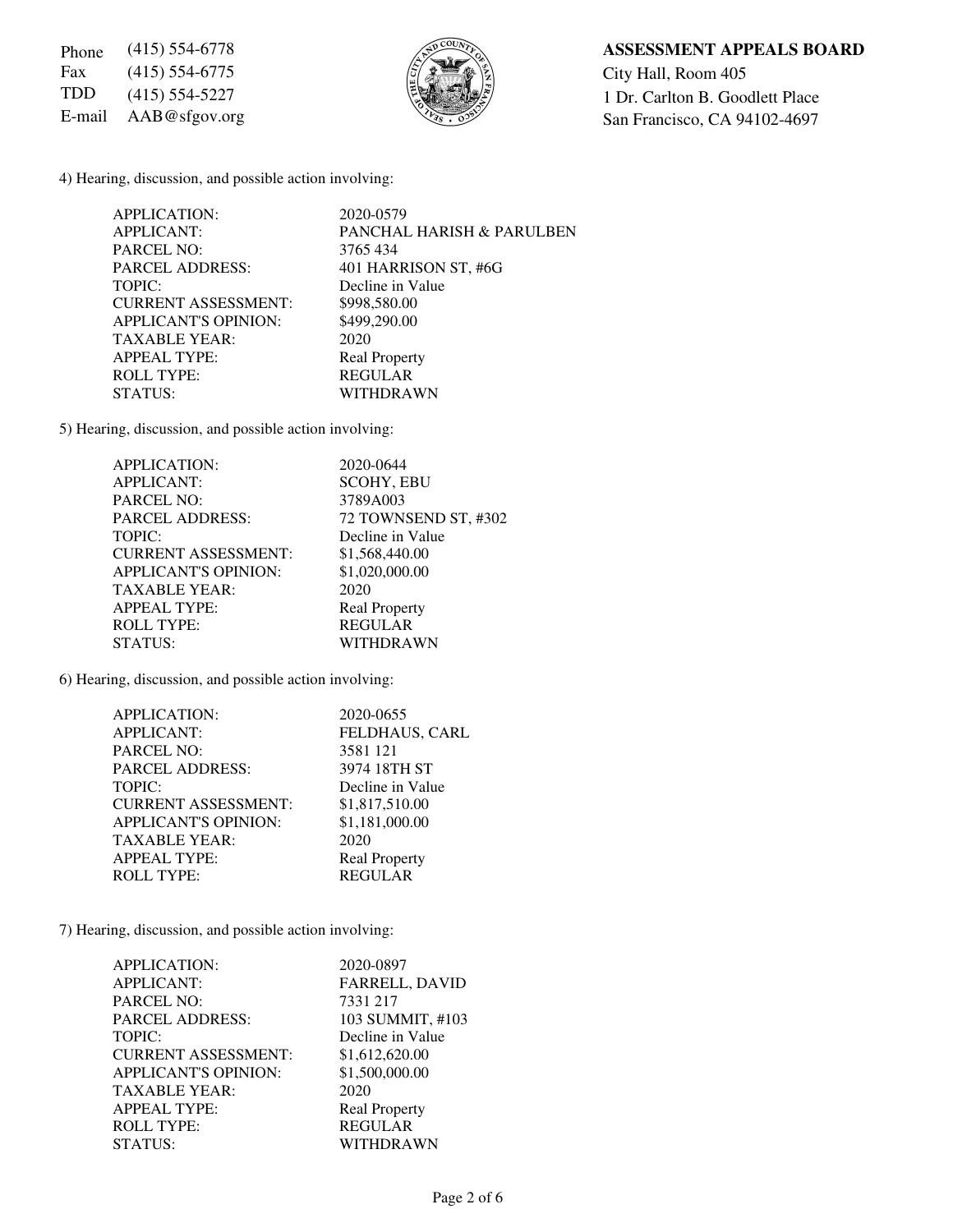Phone (415) 554-6778
Fax (415) 554-6775
TDD (415) 554-5227
E-mail AAB@sfgov.org

**ASSESSMENT APPEALS BOARD**
City Hall, Room 405
1 Dr. Carlton B. Goodlett Place
San Francisco, CA 94102-4697

4) Hearing, discussion, and possible action involving:

| | |
|---|---|
| APPLICATION: | 2020-0579 |
| APPLICANT: | PANCHAL HARISH & PARULBEN |
| PARCEL NO: | 3765 434 |
| PARCEL ADDRESS: | 401 HARRISON ST, #6G |
| TOPIC: | Decline in Value |
| CURRENT ASSESSMENT: | $998,580.00 |
| APPLICANT'S OPINION: | $499,290.00 |
| TAXABLE YEAR: | 2020 |
| APPEAL TYPE: | Real Property |
| ROLL TYPE: | REGULAR |
| STATUS: | WITHDRAWN |

5) Hearing, discussion, and possible action involving:

| | |
|---|---|
| APPLICATION: | 2020-0644 |
| APPLICANT: | SCOHY, EBU |
| PARCEL NO: | 3789A003 |
| PARCEL ADDRESS: | 72 TOWNSEND ST, #302 |
| TOPIC: | Decline in Value |
| CURRENT ASSESSMENT: | $1,568,440.00 |
| APPLICANT'S OPINION: | $1,020,000.00 |
| TAXABLE YEAR: | 2020 |
| APPEAL TYPE: | Real Property |
| ROLL TYPE: | REGULAR |
| STATUS: | WITHDRAWN |

6) Hearing, discussion, and possible action involving:

| | |
|---|---|
| APPLICATION: | 2020-0655 |
| APPLICANT: | FELDHAUS, CARL |
| PARCEL NO: | 3581 121 |
| PARCEL ADDRESS: | 3974 18TH ST |
| TOPIC: | Decline in Value |
| CURRENT ASSESSMENT: | $1,817,510.00 |
| APPLICANT'S OPINION: | $1,181,000.00 |
| TAXABLE YEAR: | 2020 |
| APPEAL TYPE: | Real Property |
| ROLL TYPE: | REGULAR |

7) Hearing, discussion, and possible action involving:

| | |
|---|---|
| APPLICATION: | 2020-0897 |
| APPLICANT: | FARRELL, DAVID |
| PARCEL NO: | 7331 217 |
| PARCEL ADDRESS: | 103 SUMMIT, #103 |
| TOPIC: | Decline in Value |
| CURRENT ASSESSMENT: | $1,612,620.00 |
| APPLICANT'S OPINION: | $1,500,000.00 |
| TAXABLE YEAR: | 2020 |
| APPEAL TYPE: | Real Property |
| ROLL TYPE: | REGULAR |
| STATUS: | WITHDRAWN |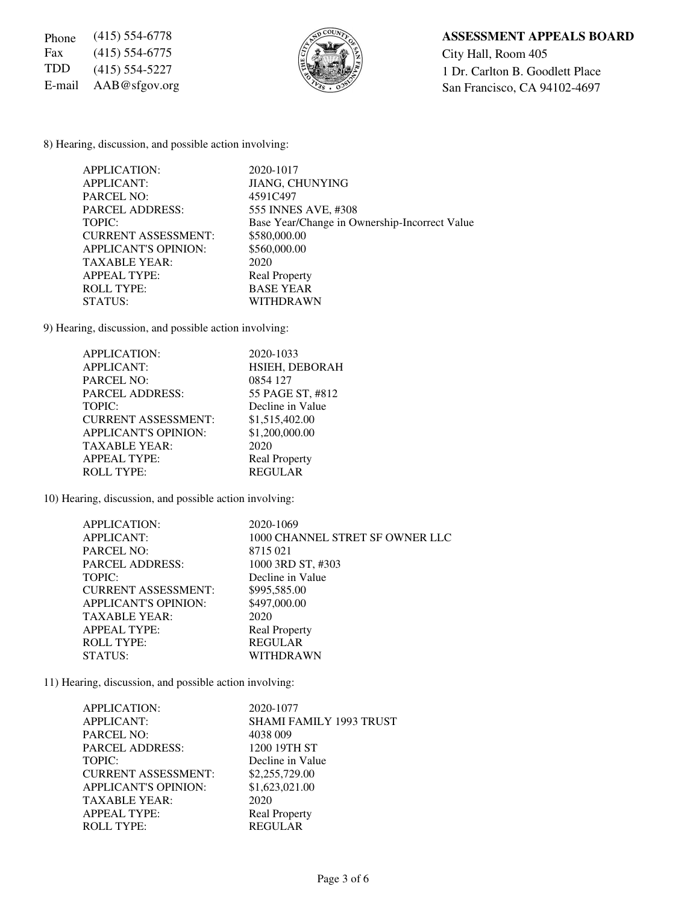Phone (415) 554-6778
Fax (415) 554-6775
TDD (415) 554-5227
E-mail AAB@sfgov.org

**ASSESSMENT APPEALS BOARD**
City Hall, Room 405
1 Dr. Carlton B. Goodlett Place
San Francisco, CA 94102-4697

8) Hearing, discussion, and possible action involving:

| | |
|---|---|
| APPLICATION: | 2020-1017 |
| APPLICANT: | JIANG, CHUNYING |
| PARCEL NO: | 4591C497 |
| PARCEL ADDRESS: | 555 INNES AVE, #308 |
| TOPIC: | Base Year/Change in Ownership-Incorrect Value |
| CURRENT ASSESSMENT: | $580,000.00 |
| APPLICANT'S OPINION: | $560,000.00 |
| TAXABLE YEAR: | 2020 |
| APPEAL TYPE: | Real Property |
| ROLL TYPE: | BASE YEAR |
| STATUS: | WITHDRAWN |

9) Hearing, discussion, and possible action involving:

| | |
|---|---|
| APPLICATION: | 2020-1033 |
| APPLICANT: | HSIEH, DEBORAH |
| PARCEL NO: | 0854 127 |
| PARCEL ADDRESS: | 55 PAGE ST, #812 |
| TOPIC: | Decline in Value |
| CURRENT ASSESSMENT: | $1,515,402.00 |
| APPLICANT'S OPINION: | $1,200,000.00 |
| TAXABLE YEAR: | 2020 |
| APPEAL TYPE: | Real Property |
| ROLL TYPE: | REGULAR |

10) Hearing, discussion, and possible action involving:

| | |
|---|---|
| APPLICATION: | 2020-1069 |
| APPLICANT: | 1000 CHANNEL STRET SF OWNER LLC |
| PARCEL NO: | 8715 021 |
| PARCEL ADDRESS: | 1000 3RD ST, #303 |
| TOPIC: | Decline in Value |
| CURRENT ASSESSMENT: | $995,585.00 |
| APPLICANT'S OPINION: | $497,000.00 |
| TAXABLE YEAR: | 2020 |
| APPEAL TYPE: | Real Property |
| ROLL TYPE: | REGULAR |
| STATUS: | WITHDRAWN |

11) Hearing, discussion, and possible action involving:

| | |
|---|---|
| APPLICATION: | 2020-1077 |
| APPLICANT: | SHAMI FAMILY 1993 TRUST |
| PARCEL NO: | 4038 009 |
| PARCEL ADDRESS: | 1200 19TH ST |
| TOPIC: | Decline in Value |
| CURRENT ASSESSMENT: | $2,255,729.00 |
| APPLICANT'S OPINION: | $1,623,021.00 |
| TAXABLE YEAR: | 2020 |
| APPEAL TYPE: | Real Property |
| ROLL TYPE: | REGULAR |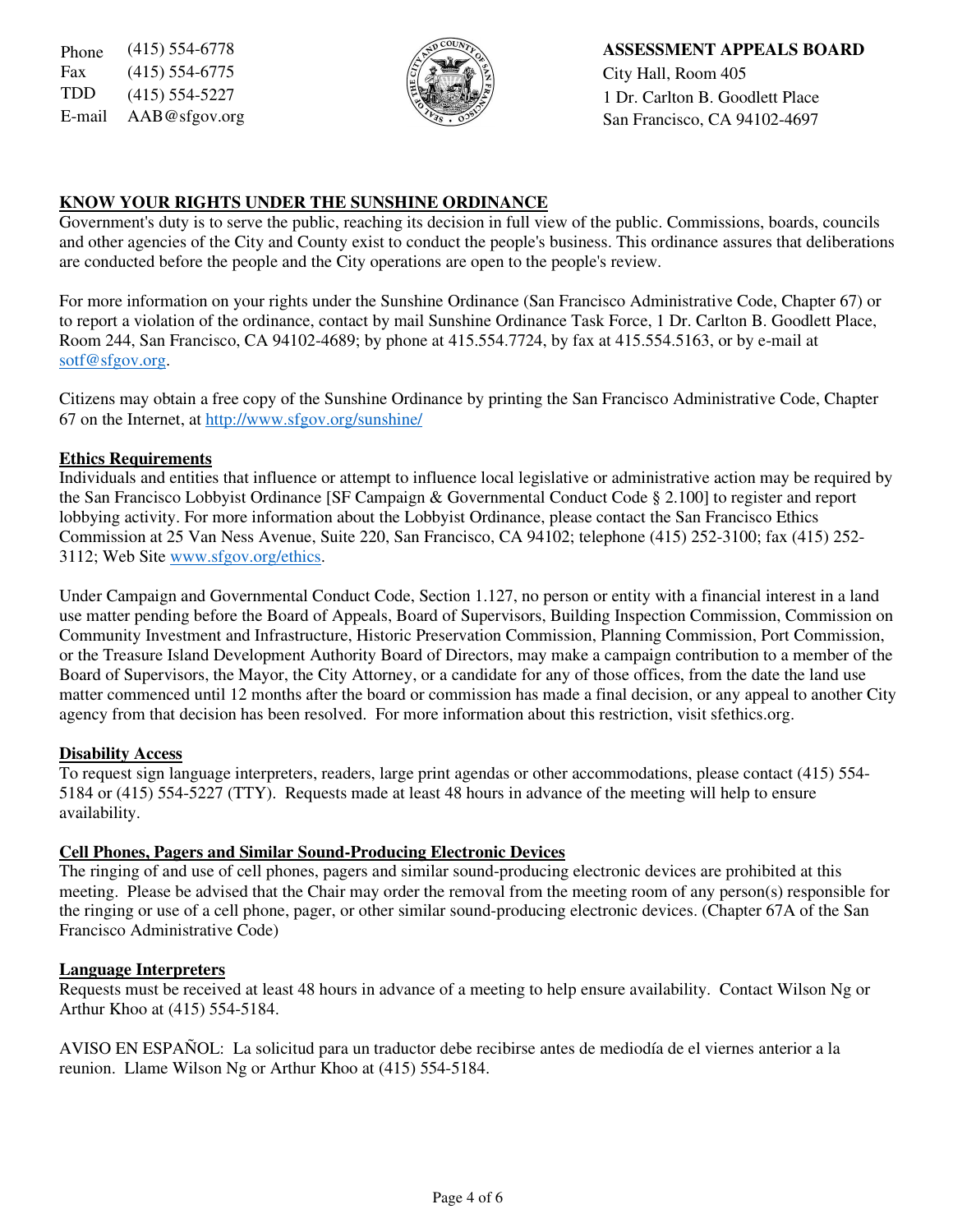| | |
|---|---|
| Phone | (415) 554-6778 |
| Fax | (415) 554-6775 |
| TDD | (415) 554-5227 |
| E-mail | AAB@sfgov.org |

**ASSESSMENT APPEALS BOARD**
City Hall, Room 405
1 Dr. Carlton B. Goodlett Place
San Francisco, CA 94102-4697

## KNOW YOUR RIGHTS UNDER THE SUNSHINE ORDINANCE

Government's duty is to serve the public, reaching its decision in full view of the public. Commissions, boards, councils and other agencies of the City and County exist to conduct the people's business. This ordinance assures that deliberations are conducted before the people and the City operations are open to the people's review.

For more information on your rights under the Sunshine Ordinance (San Francisco Administrative Code, Chapter 67) or to report a violation of the ordinance, contact by mail Sunshine Ordinance Task Force, 1 Dr. Carlton B. Goodlett Place, Room 244, San Francisco, CA 94102-4689; by phone at 415.554.7724, by fax at 415.554.5163, or by e-mail at sotf@sfgov.org.

Citizens may obtain a free copy of the Sunshine Ordinance by printing the San Francisco Administrative Code, Chapter 67 on the Internet, at http://www.sfgov.org/sunshine/

## Ethics Requirements

Individuals and entities that influence or attempt to influence local legislative or administrative action may be required by the San Francisco Lobbyist Ordinance [SF Campaign & Governmental Conduct Code § 2.100] to register and report lobbying activity. For more information about the Lobbyist Ordinance, please contact the San Francisco Ethics Commission at 25 Van Ness Avenue, Suite 220, San Francisco, CA 94102; telephone (415) 252-3100; fax (415) 252-3112; Web Site www.sfgov.org/ethics.

Under Campaign and Governmental Conduct Code, Section 1.127, no person or entity with a financial interest in a land use matter pending before the Board of Appeals, Board of Supervisors, Building Inspection Commission, Commission on Community Investment and Infrastructure, Historic Preservation Commission, Planning Commission, Port Commission, or the Treasure Island Development Authority Board of Directors, may make a campaign contribution to a member of the Board of Supervisors, the Mayor, the City Attorney, or a candidate for any of those offices, from the date the land use matter commenced until 12 months after the board or commission has made a final decision, or any appeal to another City agency from that decision has been resolved. For more information about this restriction, visit sfethics.org.

## Disability Access

To request sign language interpreters, readers, large print agendas or other accommodations, please contact (415) 554-5184 or (415) 554-5227 (TTY). Requests made at least 48 hours in advance of the meeting will help to ensure availability.

## Cell Phones, Pagers and Similar Sound-Producing Electronic Devices

The ringing of and use of cell phones, pagers and similar sound-producing electronic devices are prohibited at this meeting. Please be advised that the Chair may order the removal from the meeting room of any person(s) responsible for the ringing or use of a cell phone, pager, or other similar sound-producing electronic devices. (Chapter 67A of the San Francisco Administrative Code)

## Language Interpreters

Requests must be received at least 48 hours in advance of a meeting to help ensure availability. Contact Wilson Ng or Arthur Khoo at (415) 554-5184.

AVISO EN ESPAÑOL: La solicitud para un traductor debe recibirse antes de mediodía de el viernes anterior a la reunion. Llame Wilson Ng or Arthur Khoo at (415) 554-5184.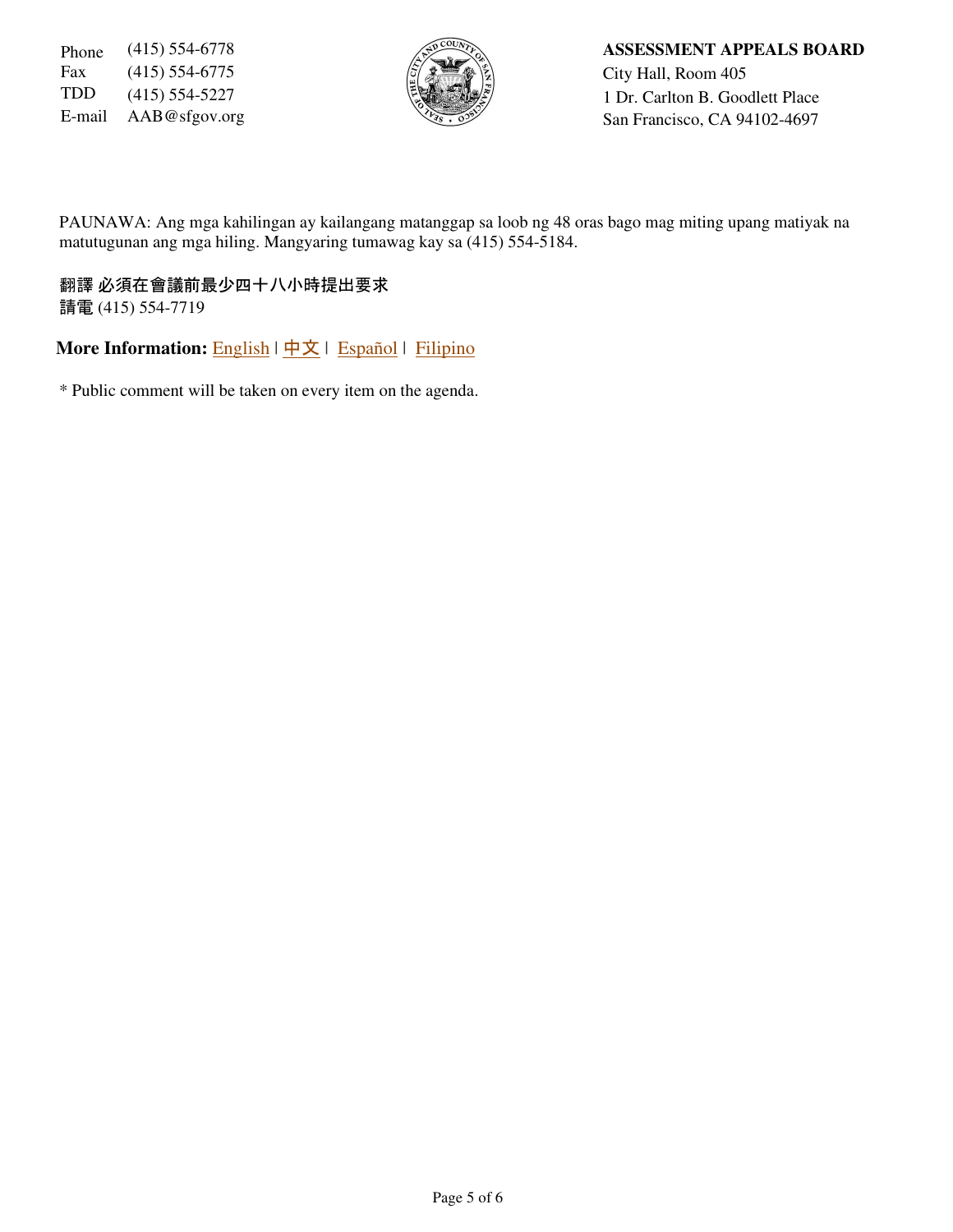Phone (415) 554-6778
Fax (415) 554-6775
TDD (415) 554-5227
E-mail AAB@sfgov.org

**ASSESSMENT APPEALS BOARD**
City Hall, Room 405
1 Dr. Carlton B. Goodlett Place
San Francisco, CA 94102-4697

PAUNAWA: Ang mga kahilingan ay kailangang matanggap sa loob ng 48 oras bago mag miting upang matiyak na matutugunan ang mga hiling. Mangyaring tumawag kay sa (415) 554-5184.

**翻譯 必須在會議前最少四十八小時提出要求**
請電 (415) 554-7719

**More Information:** English | 中文 | Español | Filipino

* Public comment will be taken on every item on the agenda.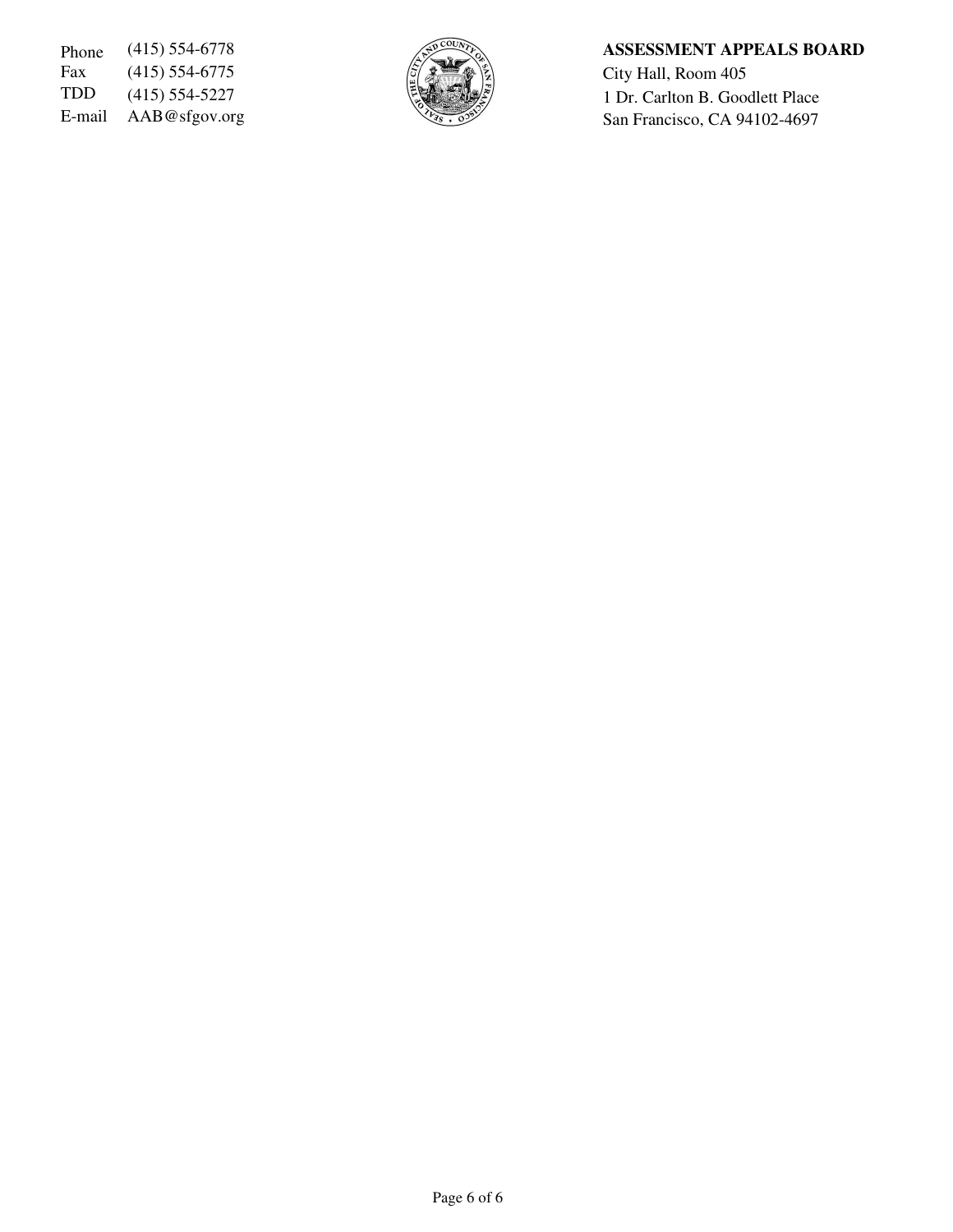Phone (415) 554-6778
Fax (415) 554-6775
TDD (415) 554-5227
E-mail AAB@sfgov.org

**ASSESSMENT APPEALS BOARD**
City Hall, Room 405
1 Dr. Carlton B. Goodlett Place
San Francisco, CA 94102-4697